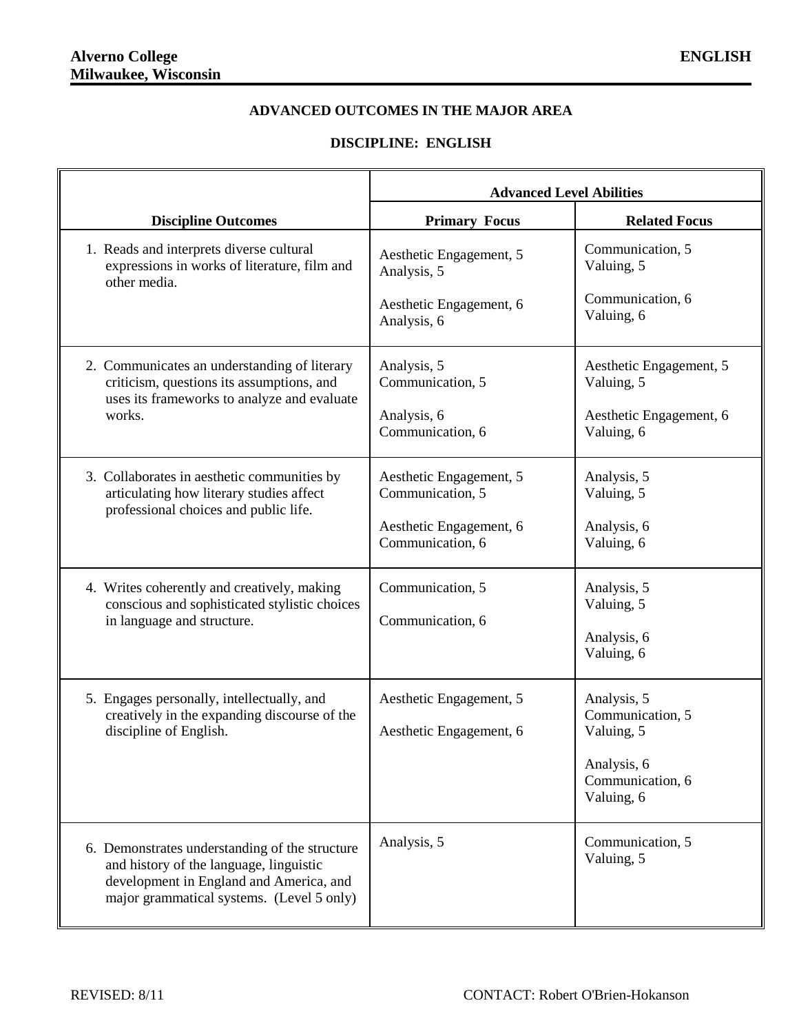**Alverno College**
**Milwaukee, Wisconsin**

**ENGLISH**

## ADVANCED OUTCOMES IN THE MAJOR AREA

## DISCIPLINE: ENGLISH

| | Advanced Level Abilities | |
|---|---|---|
| **Discipline Outcomes** | **Primary Focus** | **Related Focus** |
| 1. Reads and interprets diverse cultural expressions in works of literature, film and other media. | Aesthetic Engagement, 5<br>Analysis, 5<br><br>Aesthetic Engagement, 6<br>Analysis, 6 | Communication, 5<br>Valuing, 5<br><br>Communication, 6<br>Valuing, 6 |
| 2. Communicates an understanding of literary criticism, questions its assumptions, and uses its frameworks to analyze and evaluate works. | Analysis, 5<br>Communication, 5<br><br>Analysis, 6<br>Communication, 6 | Aesthetic Engagement, 5<br>Valuing, 5<br><br>Aesthetic Engagement, 6<br>Valuing, 6 |
| 3. Collaborates in aesthetic communities by articulating how literary studies affect professional choices and public life. | Aesthetic Engagement, 5<br>Communication, 5<br><br>Aesthetic Engagement, 6<br>Communication, 6 | Analysis, 5<br>Valuing, 5<br><br>Analysis, 6<br>Valuing, 6 |
| 4. Writes coherently and creatively, making conscious and sophisticated stylistic choices in language and structure. | Communication, 5<br><br>Communication, 6 | Analysis, 5<br>Valuing, 5<br><br>Analysis, 6<br>Valuing, 6 |
| 5. Engages personally, intellectually, and creatively in the expanding discourse of the discipline of English. | Aesthetic Engagement, 5<br><br>Aesthetic Engagement, 6 | Analysis, 5<br>Communication, 5<br>Valuing, 5<br><br>Analysis, 6<br>Communication, 6<br>Valuing, 6 |
| 6. Demonstrates understanding of the structure and history of the language, linguistic development in England and America, and major grammatical systems. (Level 5 only) | Analysis, 5 | Communication, 5<br>Valuing, 5 |

REVISED: 8/11

CONTACT: Robert O'Brien-Hokanson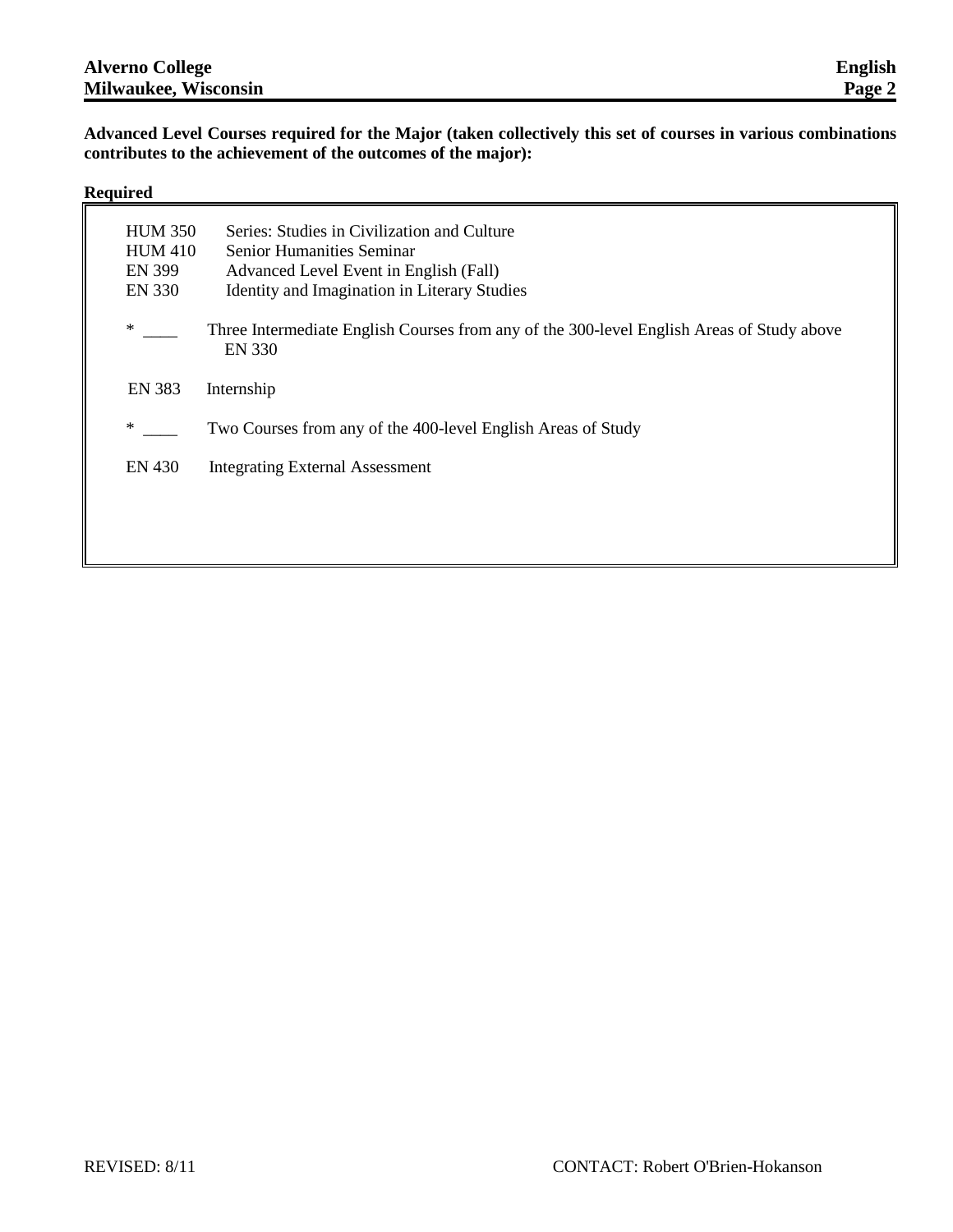**Advanced Level Courses required for the Major (taken collectively this set of courses in various combinations contributes to the achievement of the outcomes of the major):**

**Required**

| | |
|---|---|
| HUM 350 | Series: Studies in Civilization and Culture |
| HUM 410 | Senior Humanities Seminar |
| EN 399 | Advanced Level Event in English (Fall) |
| EN 330 | Identity and Imagination in Literary Studies |
| * ____ | Three Intermediate English Courses from any of the 300-level English Areas of Study above EN 330 |
| EN 383 | Internship |
| * ____ | Two Courses from any of the 400-level English Areas of Study |
| EN 430 | Integrating External Assessment |

REVISED: 8/11

CONTACT: Robert O'Brien-Hokanson